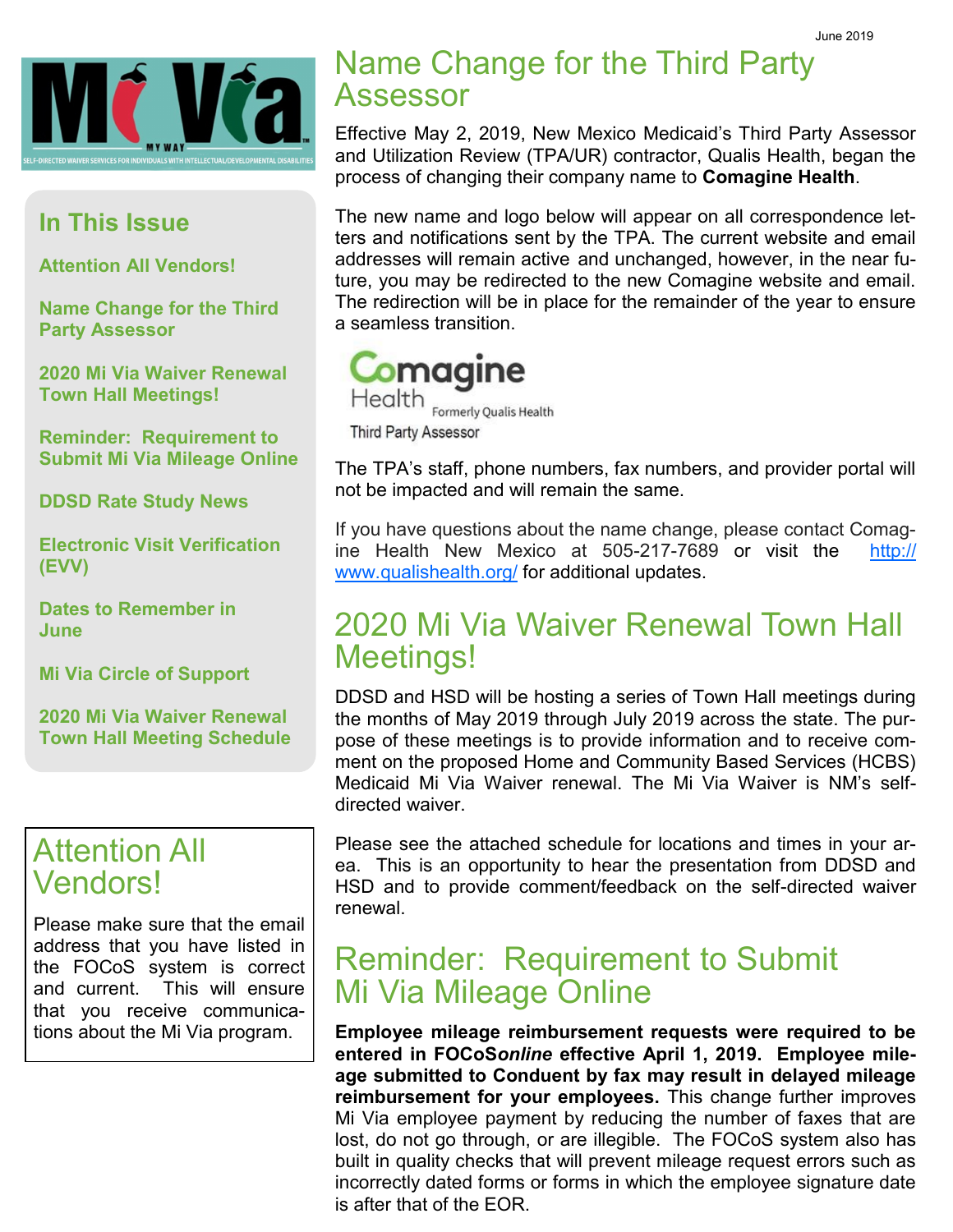June 2019

Mi Via

MY WAY

SELF-DIRECTED WAIVER SERVICES FOR INDIVIDUALS WITH INTELLECTUAL/DEVELOPMENTAL DISABILITIES

## In This Issue

- Attention All Vendors!
- Name Change for the Third Party Assessor
- 2020 Mi Via Waiver Renewal Town Hall Meetings!
- Reminder: Requirement to Submit Mi Via Mileage Online
- DDSD Rate Study News
- Electronic Visit Verification (EVV)
- Dates to Remember in June
- Mi Via Circle of Support
- 2020 Mi Via Waiver Renewal Town Hall Meeting Schedule

## Attention All Vendors!

Please make sure that the email address that you have listed in the FOCoS system is correct and current. This will ensure that you receive communications about the Mi Via program.

## Name Change for the Third Party Assessor

Effective May 2, 2019, New Mexico Medicaid's Third Party Assessor and Utilization Review (TPA/UR) contractor, Qualis Health, began the process of changing their company name to **Comagine Health**.

The new name and logo below will appear on all correspondence letters and notifications sent by the TPA. The current website and email addresses will remain active and unchanged, however, in the near future, you may be redirected to the new Comagine website and email. The redirection will be in place for the remainder of the year to ensure a seamless transition.

Comagine Health Formerly Qualis Health
Third Party Assessor

The TPA's staff, phone numbers, fax numbers, and provider portal will not be impacted and will remain the same.

If you have questions about the name change, please contact Comagine Health New Mexico at 505-217-7689 or visit the http://www.qualishealth.org/ for additional updates.

## 2020 Mi Via Waiver Renewal Town Hall Meetings!

DDSD and HSD will be hosting a series of Town Hall meetings during the months of May 2019 through July 2019 across the state. The purpose of these meetings is to provide information and to receive comment on the proposed Home and Community Based Services (HCBS) Medicaid Mi Via Waiver renewal. The Mi Via Waiver is NM's self-directed waiver.

Please see the attached schedule for locations and times in your area. This is an opportunity to hear the presentation from DDSD and HSD and to provide comment/feedback on the self-directed waiver renewal.

## Reminder: Requirement to Submit Mi Via Mileage Online

**Employee mileage reimbursement requests were required to be entered in FOCoS*online* effective April 1, 2019. Employee mileage submitted to Conduent by fax may result in delayed mileage reimbursement for your employees.** This change further improves Mi Via employee payment by reducing the number of faxes that are lost, do not go through, or are illegible. The FOCoS system also has built in quality checks that will prevent mileage request errors such as incorrectly dated forms or forms in which the employee signature date is after that of the EOR.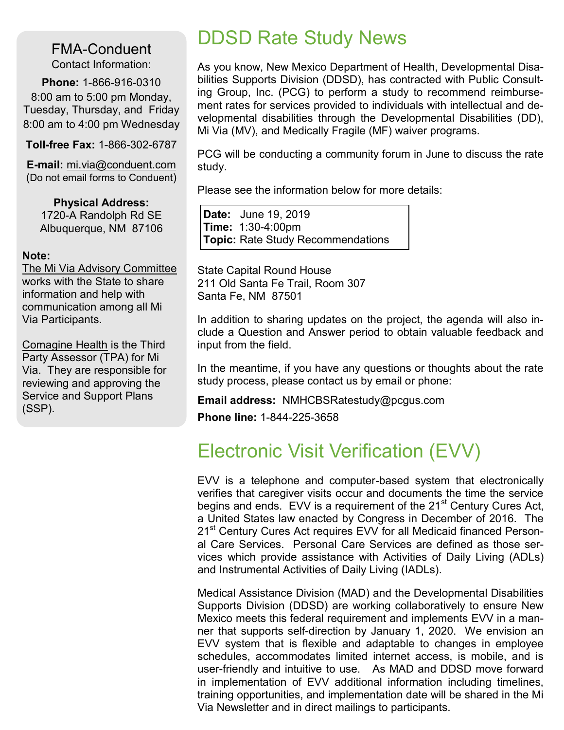**FMA-Conduent**

Contact Information:

**Phone:** 1-866-916-0310
8:00 am to 5:00 pm Monday, Tuesday, Thursday, and Friday
8:00 am to 4:00 pm Wednesday

**Toll-free Fax:** 1-866-302-6787

**E-mail:** mi.via@conduent.com
(Do not email forms to Conduent)

**Physical Address:**
1720-A Randolph Rd SE
Albuquerque, NM 87106

**Note:**

The Mi Via Advisory Committee works with the State to share information and help with communication among all Mi Via Participants.

Comagine Health is the Third Party Assessor (TPA) for Mi Via. They are responsible for reviewing and approving the Service and Support Plans (SSP).

# DDSD Rate Study News

As you know, New Mexico Department of Health, Developmental Disabilities Supports Division (DDSD), has contracted with Public Consulting Group, Inc. (PCG) to perform a study to recommend reimbursement rates for services provided to individuals with intellectual and developmental disabilities through the Developmental Disabilities (DD), Mi Via (MV), and Medically Fragile (MF) waiver programs.

PCG will be conducting a community forum in June to discuss the rate study.

Please see the information below for more details:

**Date:** June 19, 2019
**Time:** 1:30-4:00pm
**Topic:** Rate Study Recommendations

State Capital Round House
211 Old Santa Fe Trail, Room 307
Santa Fe, NM 87501

In addition to sharing updates on the project, the agenda will also include a Question and Answer period to obtain valuable feedback and input from the field.

In the meantime, if you have any questions or thoughts about the rate study process, please contact us by email or phone:

**Email address:** NMHCBSRatestudy@pcgus.com

**Phone line:** 1-844-225-3658

# Electronic Visit Verification (EVV)

EVV is a telephone and computer-based system that electronically verifies that caregiver visits occur and documents the time the service begins and ends. EVV is a requirement of the 21st Century Cures Act, a United States law enacted by Congress in December of 2016. The 21st Century Cures Act requires EVV for all Medicaid financed Personal Care Services. Personal Care Services are defined as those services which provide assistance with Activities of Daily Living (ADLs) and Instrumental Activities of Daily Living (IADLs).

Medical Assistance Division (MAD) and the Developmental Disabilities Supports Division (DDSD) are working collaboratively to ensure New Mexico meets this federal requirement and implements EVV in a manner that supports self-direction by January 1, 2020. We envision an EVV system that is flexible and adaptable to changes in employee schedules, accommodates limited internet access, is mobile, and is user-friendly and intuitive to use. As MAD and DDSD move forward in implementation of EVV additional information including timelines, training opportunities, and implementation date will be shared in the Mi Via Newsletter and in direct mailings to participants.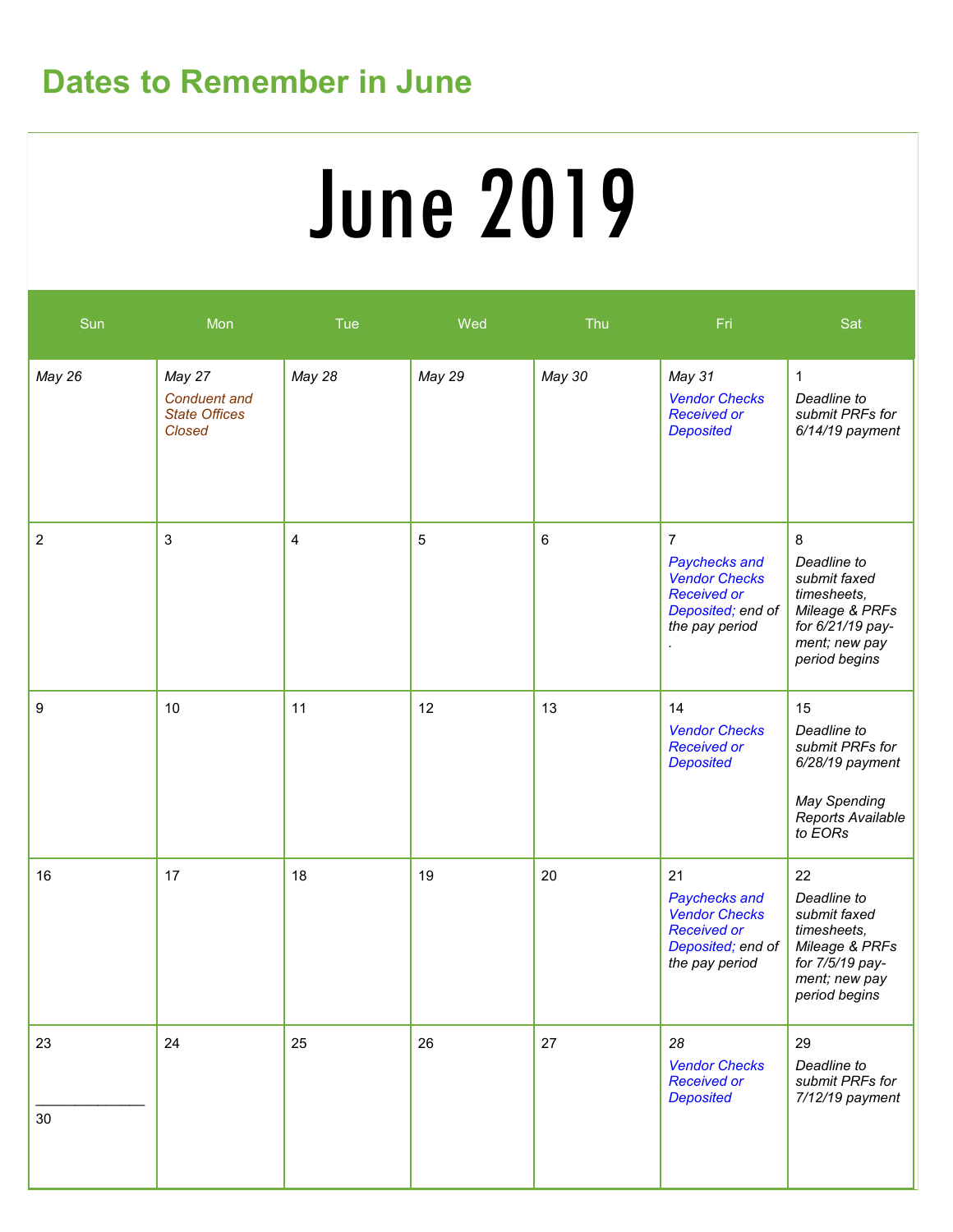## Dates to Remember in June

# June 2019

| Sun | Mon | Tue | Wed | Thu | Fri | Sat |
|---|---|---|---|---|---|---|
| *May 26* | *May 27* *Conduent and State Offices Closed* | *May 28* | *May 29* | *May 30* | *May 31* *Vendor Checks Received or Deposited* | 1 *Deadline to submit PRFs for 6/14/19 payment* |
| 2 | 3 | 4 | 5 | 6 | 7 *Paychecks and Vendor Checks Received or Deposited; end of the pay period* . | 8 *Deadline to submit faxed timesheets, Mileage & PRFs for 6/21/19 payment; new pay period begins* |
| 9 | 10 | 11 | 12 | 13 | 14 *Vendor Checks Received or Deposited* | 15 *Deadline to submit PRFs for 6/28/19 payment* *May Spending Reports Available to EORs* |
| 16 | 17 | 18 | 19 | 20 | 21 *Paychecks and Vendor Checks Received or Deposited; end of the pay period* | 22 *Deadline to submit faxed timesheets, Mileage & PRFs for 7/5/19 payment; new pay period begins* |
| 23 / 30 | 24 | 25 | 26 | 27 | *28* *Vendor Checks Received or Deposited* | 29 *Deadline to submit PRFs for 7/12/19 payment* |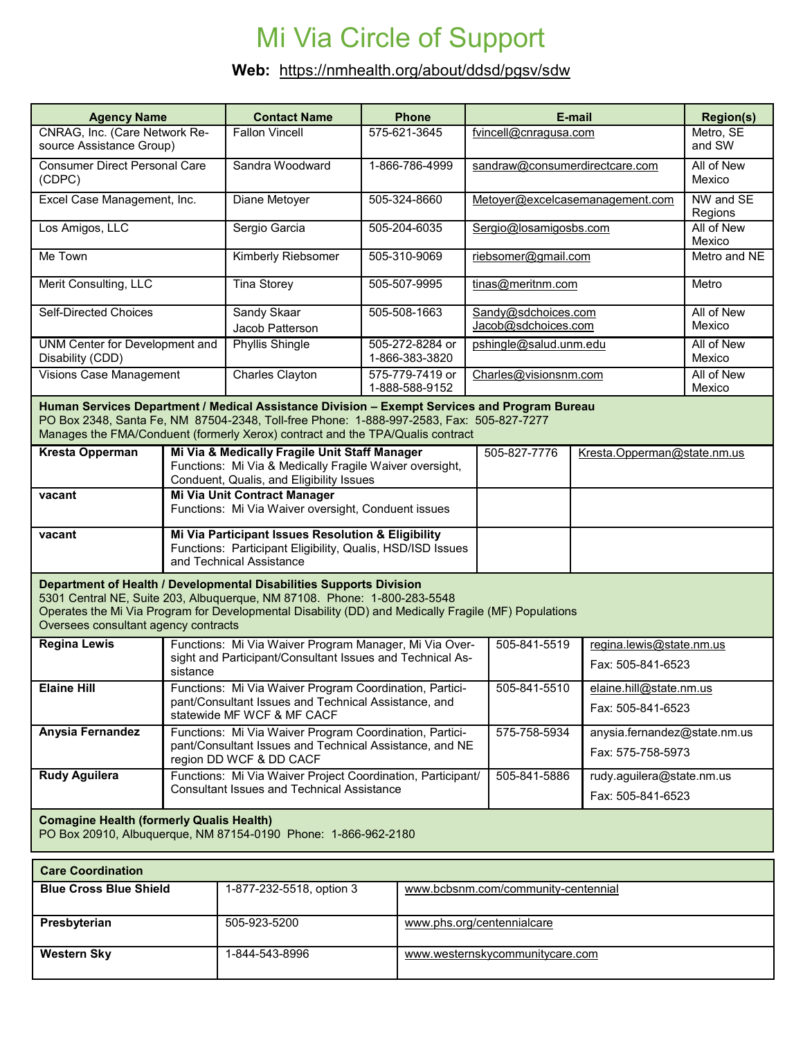# Mi Via Circle of Support

**Web:** https://nmhealth.org/about/ddsd/pgsv/sdw

| Agency Name | Contact Name | Phone | E-mail | Region(s) |
|---|---|---|---|---|
| CNRAG, Inc. (Care Network Resource Assistance Group) | Fallon Vincell | 575-621-3645 | fvincell@cnragusa.com | Metro, SE and SW |
| Consumer Direct Personal Care (CDPC) | Sandra Woodward | 1-866-786-4999 | sandraw@consumerdirectcare.com | All of New Mexico |
| Excel Case Management, Inc. | Diane Metoyer | 505-324-8660 | Metoyer@excelcasemanagement.com | NW and SE Regions |
| Los Amigos, LLC | Sergio Garcia | 505-204-6035 | Sergio@losamigosbs.com | All of New Mexico |
| Me Town | Kimberly Riebsomer | 505-310-9069 | riebsomer@gmail.com | Metro and NE |
| Merit Consulting, LLC | Tina Storey | 505-507-9995 | tinas@meritnm.com | Metro |
| Self-Directed Choices | Sandy Skaar<br>Jacob Patterson | 505-508-1663 | Sandy@sdchoices.com<br>Jacob@sdchoices.com | All of New Mexico |
| UNM Center for Development and Disability (CDD) | Phyllis Shingle | 505-272-8284 or 1-866-383-3820 | pshingle@salud.unm.edu | All of New Mexico |
| Visions Case Management | Charles Clayton | 575-779-7419 or 1-888-588-9152 | Charles@visionsnm.com | All of New Mexico |

**Human Services Department / Medical Assistance Division – Exempt Services and Program Bureau**
PO Box 2348, Santa Fe, NM 87504-2348, Toll-free Phone: 1-888-997-2583, Fax: 505-827-7277
Manages the FMA/Conduent (formerly Xerox) contract and the TPA/Qualis contract

| | | | |
|---|---|---|---|
| **Kresta Opperman** | **Mi Via & Medically Fragile Unit Staff Manager**<br>Functions: Mi Via & Medically Fragile Waiver oversight, Conduent, Qualis, and Eligibility Issues | 505-827-7776 | Kresta.Opperman@state.nm.us |
| **vacant** | **Mi Via Unit Contract Manager**<br>Functions: Mi Via Waiver oversight, Conduent issues | | |
| **vacant** | **Mi Via Participant Issues Resolution & Eligibility**<br>Functions: Participant Eligibility, Qualis, HSD/ISD Issues and Technical Assistance | | |

**Department of Health / Developmental Disabilities Supports Division**
5301 Central NE, Suite 203, Albuquerque, NM 87108. Phone: 1-800-283-5548
Operates the Mi Via Program for Developmental Disability (DD) and Medically Fragile (MF) Populations
Oversees consultant agency contracts

| | | | |
|---|---|---|---|
| **Regina Lewis** | Functions: Mi Via Waiver Program Manager, Mi Via Oversight and Participant/Consultant Issues and Technical Assistance | 505-841-5519 | regina.lewis@state.nm.us<br>Fax: 505-841-6523 |
| **Elaine Hill** | Functions: Mi Via Waiver Program Coordination, Participant/Consultant Issues and Technical Assistance, and statewide MF WCF & MF CACF | 505-841-5510 | elaine.hill@state.nm.us<br>Fax: 505-841-6523 |
| **Anysia Fernandez** | Functions: Mi Via Waiver Program Coordination, Participant/Consultant Issues and Technical Assistance, and NE region DD WCF & DD CACF | 575-758-5934 | anysia.fernandez@state.nm.us<br>Fax: 575-758-5973 |
| **Rudy Aguilera** | Functions: Mi Via Waiver Project Coordination, Participant/Consultant Issues and Technical Assistance | 505-841-5886 | rudy.aguilera@state.nm.us<br>Fax: 505-841-6523 |

**Comagine Health (formerly Qualis Health)**
PO Box 20910, Albuquerque, NM 87154-0190 Phone: 1-866-962-2180

| **Care Coordination** | | |
|---|---|---|
| **Blue Cross Blue Shield** | 1-877-232-5518, option 3 | www.bcbsnm.com/community-centennial |
| **Presbyterian** | 505-923-5200 | www.phs.org/centennialcare |
| **Western Sky** | 1-844-543-8996 | www.westernskycommunitycare.com |